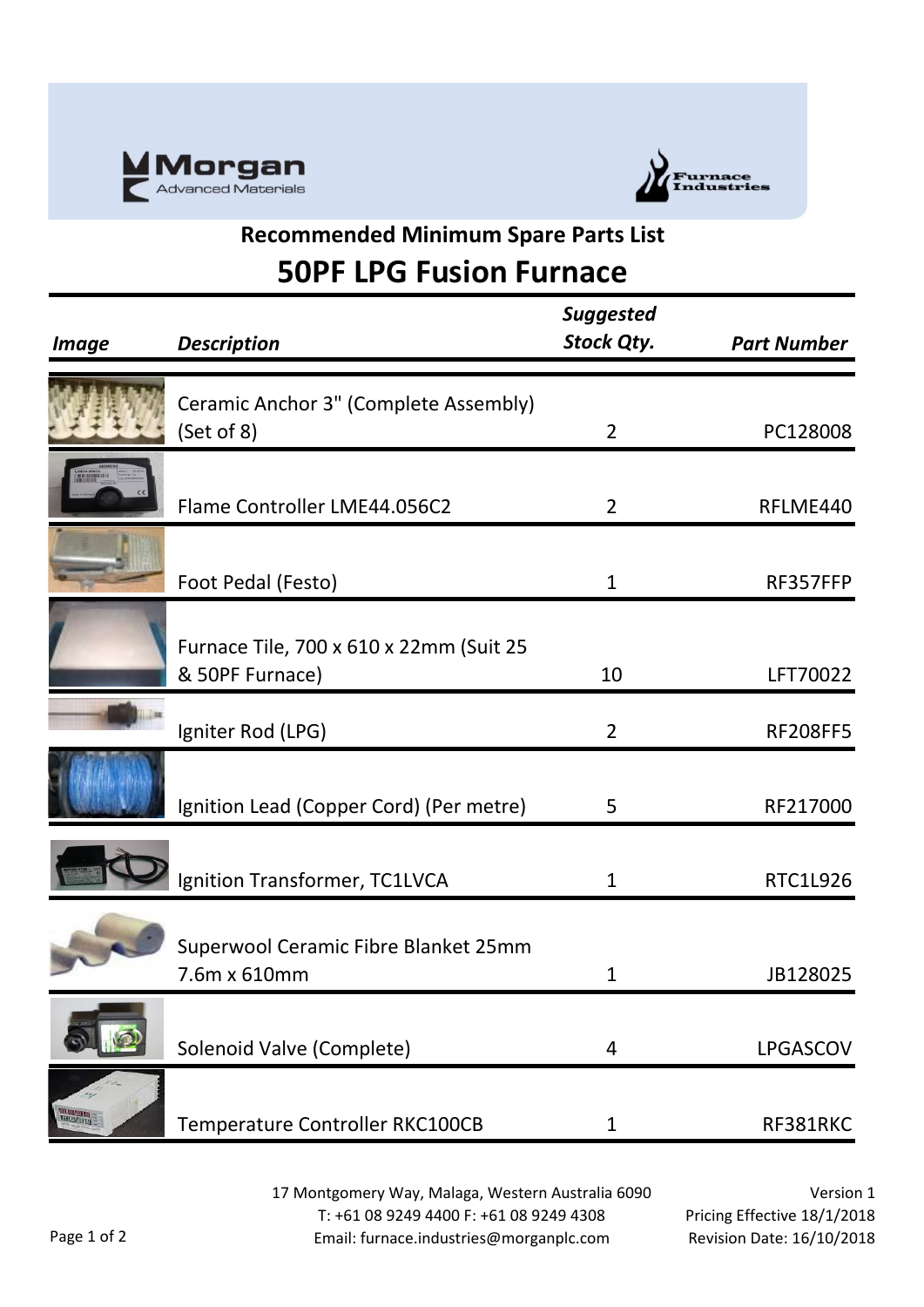Morgan Advanced Materials

Furnace Industries

## Recommended Minimum Spare Parts List

# 50PF LPG Fusion Furnace

| *Image* | *Description* | *Suggested Stock Qty.* | *Part Number* |
|---|---|---|---|
| | Ceramic Anchor 3" (Complete Assembly) (Set of 8) | 2 | PC128008 |
| | Flame Controller LME44.056C2 | 2 | RFLME440 |
| | Foot Pedal (Festo) | 1 | RF357FFP |
| | Furnace Tile, 700 x 610 x 22mm (Suit 25 & 50PF Furnace) | 10 | LFT70022 |
| | Igniter Rod (LPG) | 2 | RF208FF5 |
| | Ignition Lead (Copper Cord) (Per metre) | 5 | RF217000 |
| | Ignition Transformer, TC1LVCA | 1 | RTC1L926 |
| | Superwool Ceramic Fibre Blanket 25mm 7.6m x 610mm | 1 | JB128025 |
| | Solenoid Valve (Complete) | 4 | LPGASCOV |
| | Temperature Controller RKC100CB | 1 | RF381RKC |

17 Montgomery Way, Malaga, Western Australia 6090
T: +61 08 9249 4400 F: +61 08 9249 4308
Email: furnace.industries@morganplc.com

Version 1
Pricing Effective 18/1/2018
Revision Date: 16/10/2018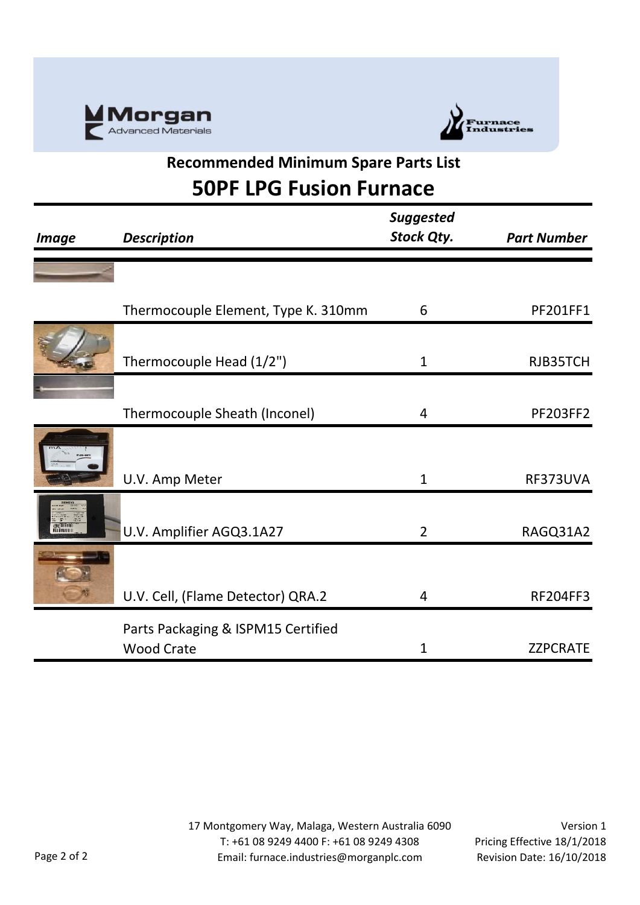Morgan Advanced Materials

Furnace Industries

## Recommended Minimum Spare Parts List

# 50PF LPG Fusion Furnace

| *Image* | *Description* | *Suggested Stock Qty.* | *Part Number* |
|---|---|---|---|
| | Thermocouple Element, Type K. 310mm | 6 | PF201FF1 |
| | Thermocouple Head (1/2") | 1 | RJB35TCH |
| | Thermocouple Sheath (Inconel) | 4 | PF203FF2 |
| | U.V. Amp Meter | 1 | RF373UVA |
| | U.V. Amplifier AGQ3.1A27 | 2 | RAGQ31A2 |
| | U.V. Cell, (Flame Detector) QRA.2 | 4 | RF204FF3 |
| | Parts Packaging & ISPM15 Certified Wood Crate | 1 | ZZPCRATE |

17 Montgomery Way, Malaga, Western Australia 6090
T: +61 08 9249 4400 F: +61 08 9249 4308
Email: furnace.industries@morganplc.com

Version 1
Pricing Effective 18/1/2018
Revision Date: 16/10/2018